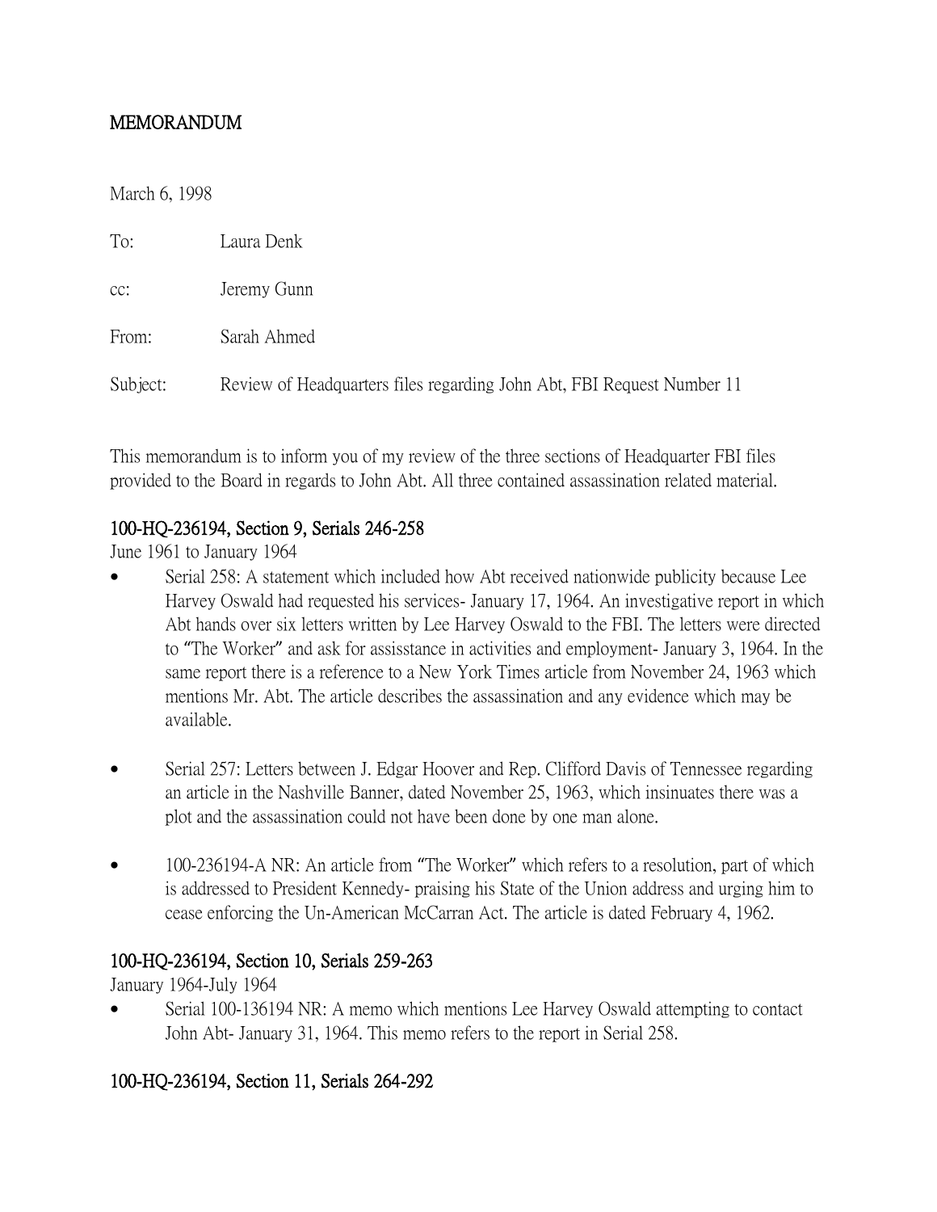**MEMORANDUM**

March 6, 1998

To: Laura Denk

cc: Jeremy Gunn

From: Sarah Ahmed

Subject: Review of Headquarters files regarding John Abt, FBI Request Number 11

This memorandum is to inform you of my review of the three sections of Headquarter FBI files provided to the Board in regards to John Abt. All three contained assassination related material.

**100-HQ-236194, Section 9, Serials 246-258**

June 1961 to January 1964

- Serial 258: A statement which included how Abt received nationwide publicity because Lee Harvey Oswald had requested his services- January 17, 1964. An investigative report in which Abt hands over six letters written by Lee Harvey Oswald to the FBI. The letters were directed to "The Worker" and ask for assisstance in activities and employment- January 3, 1964. In the same report there is a reference to a New York Times article from November 24, 1963 which mentions Mr. Abt. The article describes the assassination and any evidence which may be available.

- Serial 257: Letters between J. Edgar Hoover and Rep. Clifford Davis of Tennessee regarding an article in the Nashville Banner, dated November 25, 1963, which insinuates there was a plot and the assassination could not have been done by one man alone.

- 100-236194-A NR: An article from "The Worker" which refers to a resolution, part of which is addressed to President Kennedy- praising his State of the Union address and urging him to cease enforcing the Un-American McCarran Act. The article is dated February 4, 1962.

**100-HQ-236194, Section 10, Serials 259-263**

January 1964-July 1964

- Serial 100-136194 NR: A memo which mentions Lee Harvey Oswald attempting to contact John Abt- January 31, 1964. This memo refers to the report in Serial 258.

**100-HQ-236194, Section 11, Serials 264-292**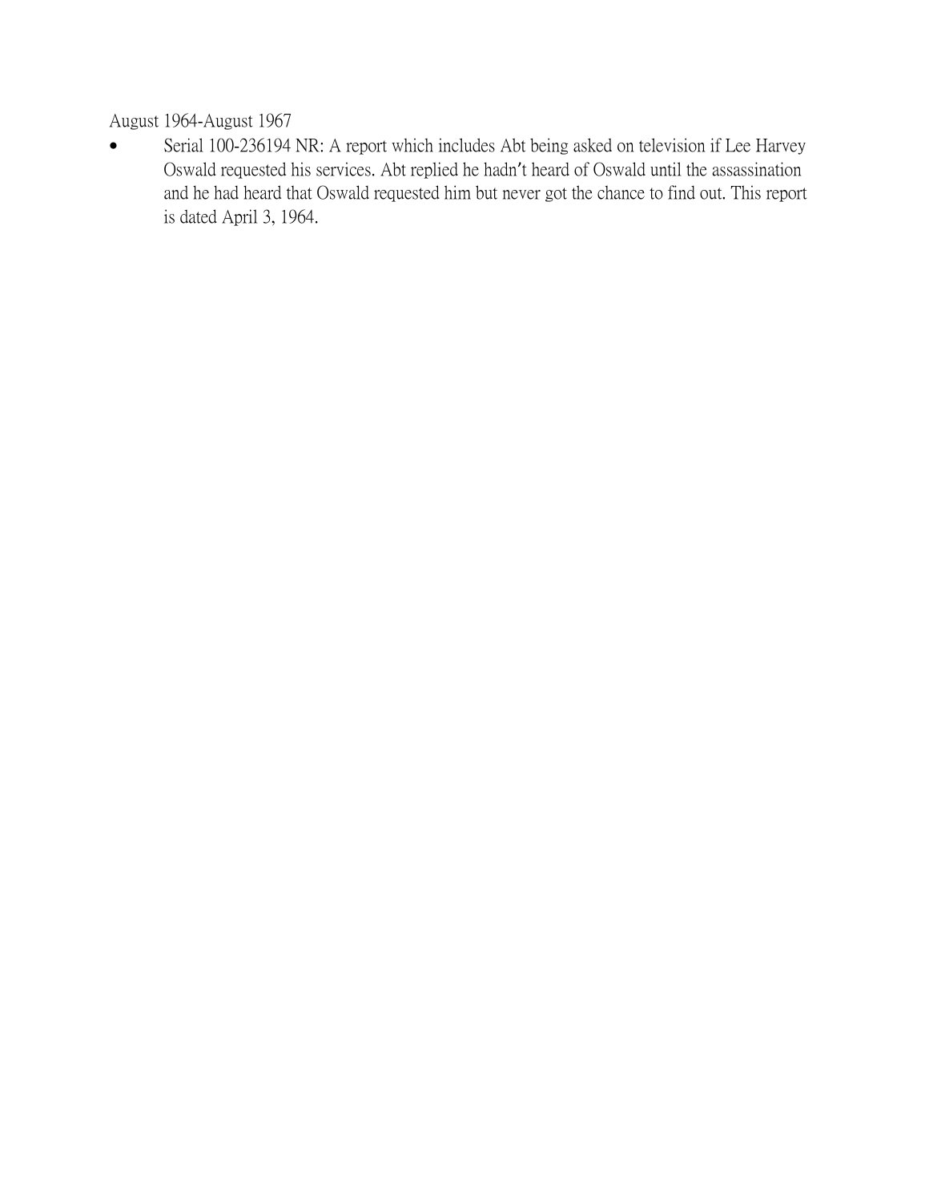August 1964-August 1967

- Serial 100-236194 NR: A report which includes Abt being asked on television if Lee Harvey Oswald requested his services. Abt replied he hadn't heard of Oswald until the assassination and he had heard that Oswald requested him but never got the chance to find out. This report is dated April 3, 1964.